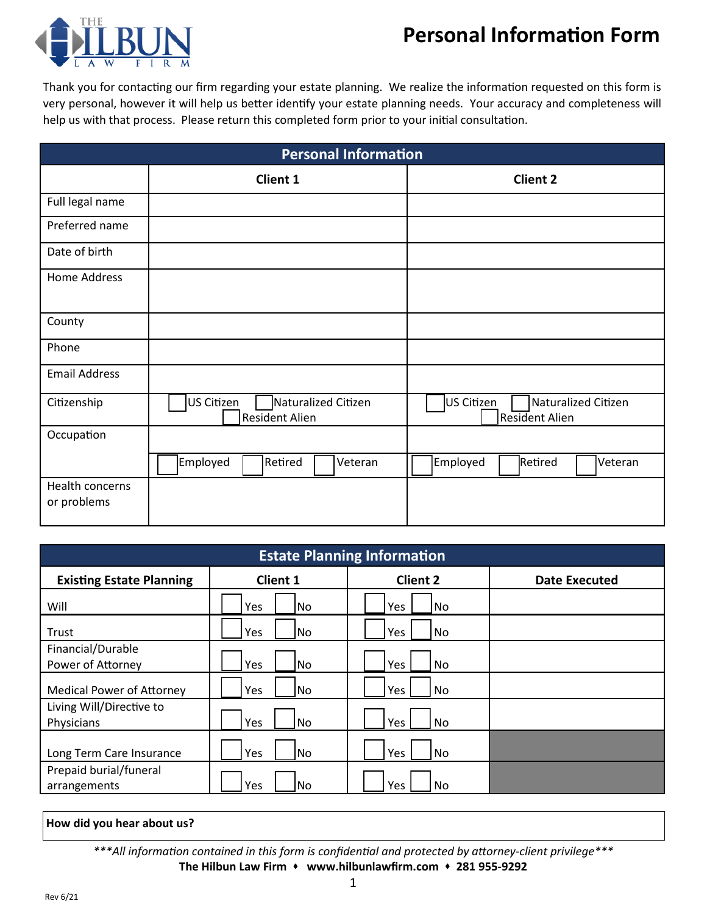# Personal Information Form

Thank you for contacting our firm regarding your estate planning. We realize the information requested on this form is very personal, however it will help us better identify your estate planning needs. Your accuracy and completeness will help us with that process. Please return this completed form prior to your initial consultation.

## Personal Information

| | Client 1 | Client 2 |
|---|---|---|
| Full legal name | | |
| Preferred name | | |
| Date of birth | | |
| Home Address | | |
| County | | |
| Phone | | |
| Email Address | | |
| Citizenship | ☐ US Citizen ☐ Naturalized Citizen ☐ Resident Alien | ☐ US Citizen ☐ Naturalized Citizen ☐ Resident Alien |
| Occupation | | |
| | ☐ Employed ☐ Retired ☐ Veteran | ☐ Employed ☐ Retired ☐ Veteran |
| Health concerns or problems | | |

## Estate Planning Information

| Existing Estate Planning | Client 1 | Client 2 | Date Executed |
|---|---|---|---|
| Will | ☐ Yes ☐ No | ☐ Yes ☐ No | |
| Trust | ☐ Yes ☐ No | ☐ Yes ☐ No | |
| Financial/Durable Power of Attorney | ☐ Yes ☐ No | ☐ Yes ☐ No | |
| Medical Power of Attorney | ☐ Yes ☐ No | ☐ Yes ☐ No | |
| Living Will/Directive to Physicians | ☐ Yes ☐ No | ☐ Yes ☐ No | |
| Long Term Care Insurance | ☐ Yes ☐ No | ☐ Yes ☐ No | |
| Prepaid burial/funeral arrangements | ☐ Yes ☐ No | ☐ Yes ☐ No | |

**How did you hear about us?**

*\*\*\*All information contained in this form is confidential and protected by attorney-client privilege\*\*\**

**The Hilbun Law Firm ♦ www.hilbunlawfirm.com ♦ 281 955-9292**

Rev 6/21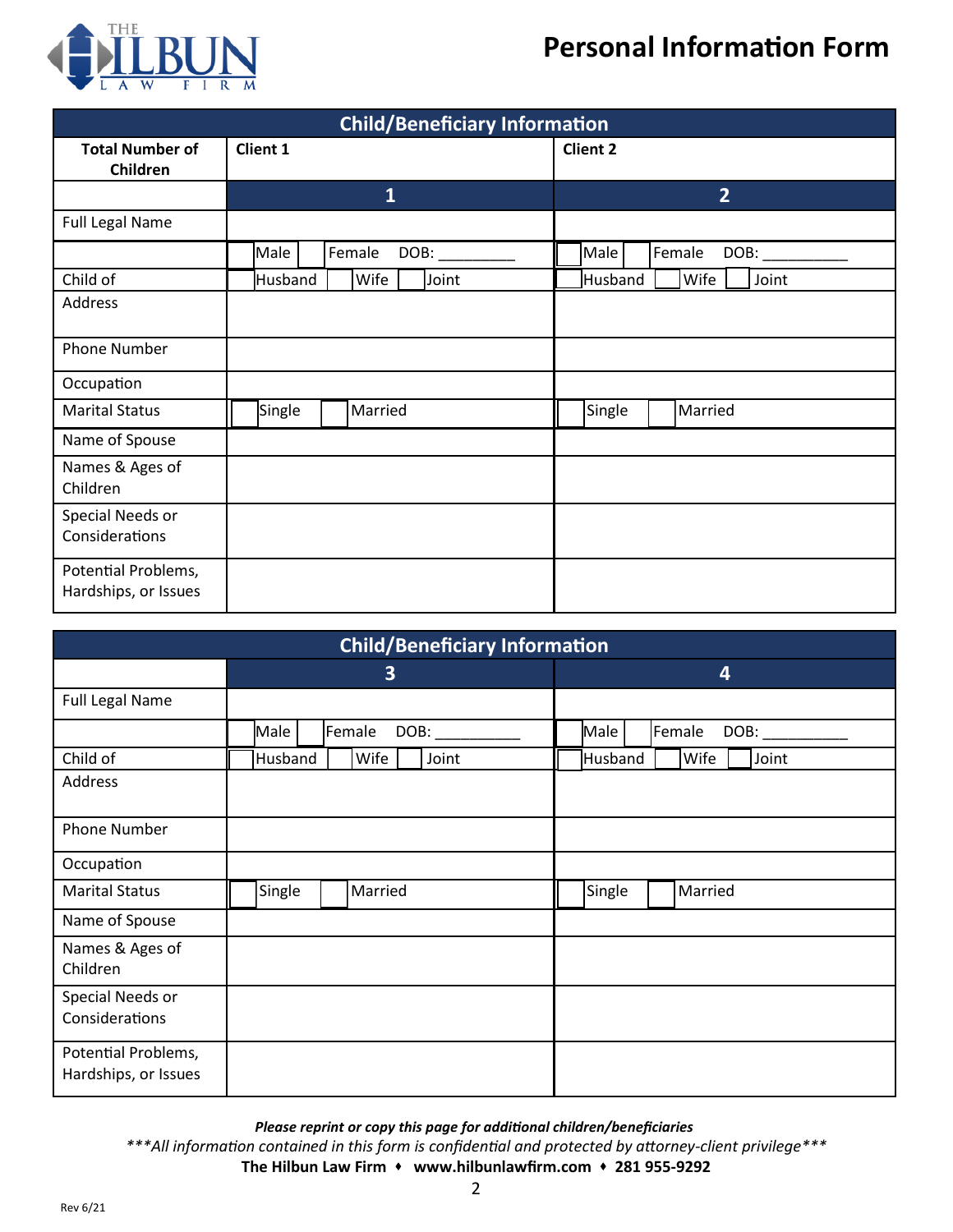# Personal Information Form

| Child/Beneficiary Information | | |
|---|---|---|
| **Total Number of Children** | **Client 1** | **Client 2** |
| | **1** | **2** |
| Full Legal Name | | |
| | ☐ Male ☐ Female DOB: _________ | ☐ Male ☐ Female DOB: _________ |
| Child of | ☐ Husband ☐ Wife ☐ Joint | ☐ Husband ☐ Wife ☐ Joint |
| Address | | |
| Phone Number | | |
| Occupation | | |
| Marital Status | ☐ Single ☐ Married | ☐ Single ☐ Married |
| Name of Spouse | | |
| Names & Ages of Children | | |
| Special Needs or Considerations | | |
| Potential Problems, Hardships, or Issues | | |

| Child/Beneficiary Information | | |
|---|---|---|
| | **3** | **4** |
| Full Legal Name | | |
| | ☐ Male ☐ Female DOB: __________ | ☐ Male ☐ Female DOB: __________ |
| Child of | ☐ Husband ☐ Wife ☐ Joint | ☐ Husband ☐ Wife ☐ Joint |
| Address | | |
| Phone Number | | |
| Occupation | | |
| Marital Status | ☐ Single ☐ Married | ☐ Single ☐ Married |
| Name of Spouse | | |
| Names & Ages of Children | | |
| Special Needs or Considerations | | |
| Potential Problems, Hardships, or Issues | | |

***Please reprint or copy this page for additional children/beneficiaries***

****All information contained in this form is confidential and protected by attorney-client privilege****

**The Hilbun Law Firm ♦ www.hilbunlawfirm.com ♦ 281 955-9292**

Rev 6/21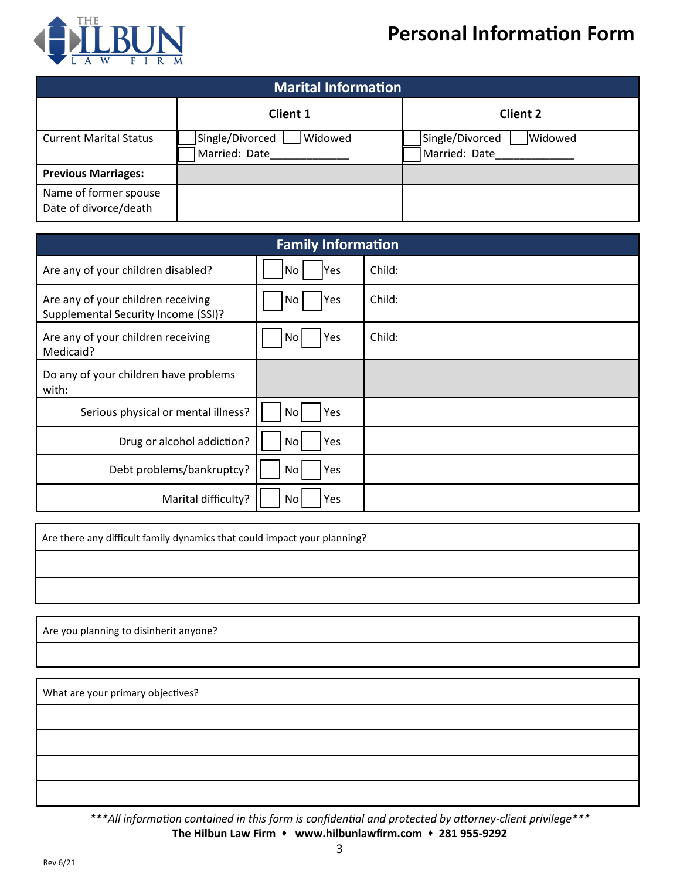# Personal Information Form

| Marital Information | | |
|---|---|---|
| | **Client 1** | **Client 2** |
| Current Marital Status | ☐ Single/Divorced ☐ Widowed ☐ Married: Date____________ | ☐ Single/Divorced ☐ Widowed ☐ Married: Date____________ |
| **Previous Marriages:** | | |
| Name of former spouse<br>Date of divorce/death | | |

| Family Information | | |
|---|---|---|
| Are any of your children disabled? | ☐ No ☐ Yes | Child: |
| Are any of your children receiving Supplemental Security Income (SSI)? | ☐ No ☐ Yes | Child: |
| Are any of your children receiving Medicaid? | ☐ No ☐ Yes | Child: |
| Do any of your children have problems with: | | |
| Serious physical or mental illness? | ☐ No ☐ Yes | |
| Drug or alcohol addiction? | ☐ No ☐ Yes | |
| Debt problems/bankruptcy? | ☐ No ☐ Yes | |
| Marital difficulty? | ☐ No ☐ Yes | |

Are there any difficult family dynamics that could impact your planning?

_______________________________________________

_______________________________________________

Are you planning to disinherit anyone?

_______________________________________________

What are your primary objectives?

_______________________________________________

_______________________________________________

_______________________________________________

_______________________________________________

****All information contained in this form is confidential and protected by attorney-client privilege****

**The Hilbun Law Firm ♦ www.hilbunlawfirm.com ♦ 281 955-9292**

Rev 6/21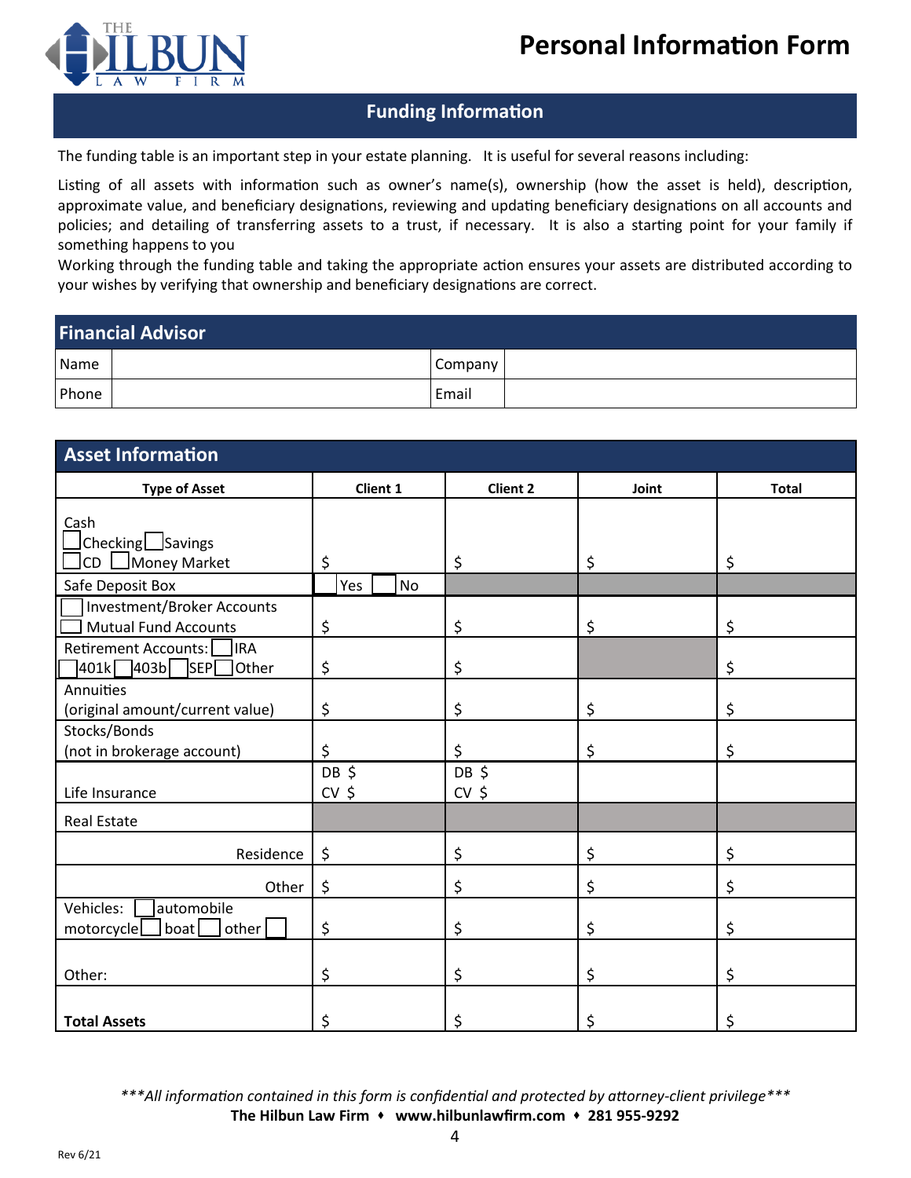# Personal Information Form

## Funding Information

The funding table is an important step in your estate planning. It is useful for several reasons including:

Listing of all assets with information such as owner's name(s), ownership (how the asset is held), description, approximate value, and beneficiary designations, reviewing and updating beneficiary designations on all accounts and policies; and detailing of transferring assets to a trust, if necessary. It is also a starting point for your family if something happens to you

Working through the funding table and taking the appropriate action ensures your assets are distributed according to your wishes by verifying that ownership and beneficiary designations are correct.

### Financial Advisor

| Name | | Company | |
|---|---|---|---|
| Phone | | Email | |

### Asset Information

| Type of Asset | Client 1 | Client 2 | Joint | Total |
|---|---|---|---|---|
| Cash<br>☐ Checking ☐ Savings<br>☐ CD ☐ Money Market | $ | $ | $ | $ |
| Safe Deposit Box | ☐ Yes ☐ No | | | |
| ☐ Investment/Broker Accounts<br>☐ Mutual Fund Accounts | $ | $ | $ | $ |
| Retirement Accounts: ☐ IRA<br>☐ 401k ☐ 403b ☐ SEP ☐ Other | $ | $ | | $ |
| Annuities<br>(original amount/current value) | $ | $ | $ | $ |
| Stocks/Bonds<br>(not in brokerage account) | $ | $ | $ | $ |
| Life Insurance | DB $<br>CV $ | DB $<br>CV $ | | |
| Real Estate | | | | |
| Residence | $ | $ | $ | $ |
| Other | $ | $ | $ | $ |
| Vehicles: ☐ automobile<br>motorcycle ☐ boat ☐ other ☐ | $ | $ | $ | $ |
| Other: | $ | $ | $ | $ |
| **Total Assets** | $ | $ | $ | $ |

*\*\*\*All information contained in this form is confidential and protected by attorney-client privilege\*\*\**

**The Hilbun Law Firm ♦ www.hilbunlawfirm.com ♦ 281 955-9292**

Rev 6/21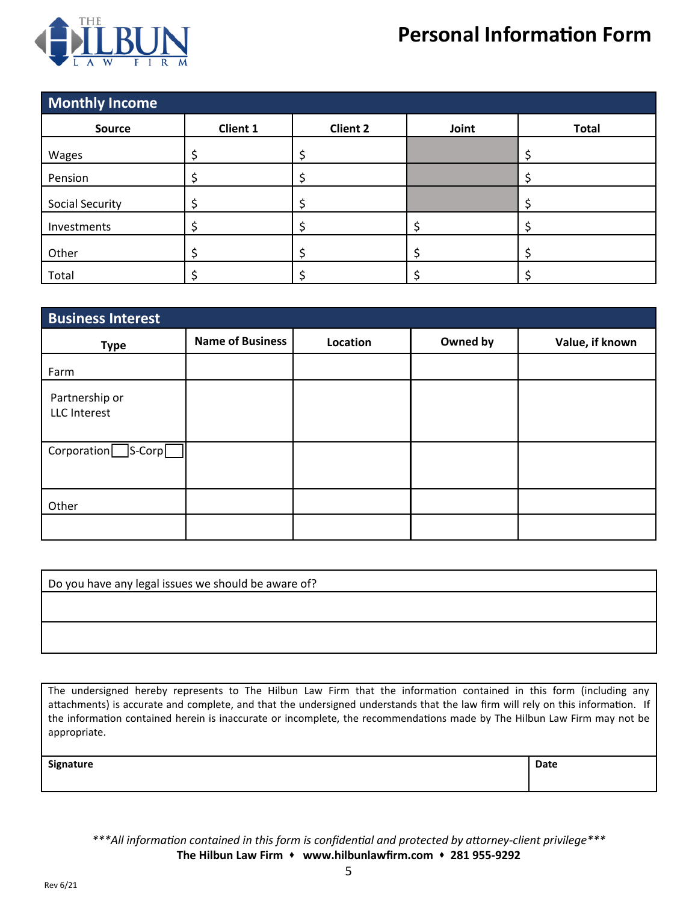THE HILBUN LAW FIRM

# Personal Information Form

## Monthly Income

| Source | Client 1 | Client 2 | Joint | Total |
|---|---|---|---|---|
| Wages | $ | $ | | $ |
| Pension | $ | $ | | $ |
| Social Security | $ | $ | | $ |
| Investments | $ | $ | $ | $ |
| Other | $ | $ | $ | $ |
| Total | $ | $ | $ | $ |

## Business Interest

| Type | Name of Business | Location | Owned by | Value, if known |
|---|---|---|---|---|
| Farm | | | | |
| Partnership or LLC Interest | | | | |
| Corporation ☐ S-Corp ☐ | | | | |
| Other | | | | |
| | | | | |

| Do you have any legal issues we should be aware of? |
|---|
| |
| |

The undersigned hereby represents to The Hilbun Law Firm that the information contained in this form (including any attachments) is accurate and complete, and that the undersigned understands that the law firm will rely on this information. If the information contained herein is inaccurate or incomplete, the recommendations made by The Hilbun Law Firm may not be appropriate.

| Signature | Date |
|---|---|
| | |

****All information contained in this form is confidential and protected by attorney-client privilege****

**The Hilbun Law Firm ♦ www.hilbunlawfirm.com ♦ 281 955-9292**

Rev 6/21